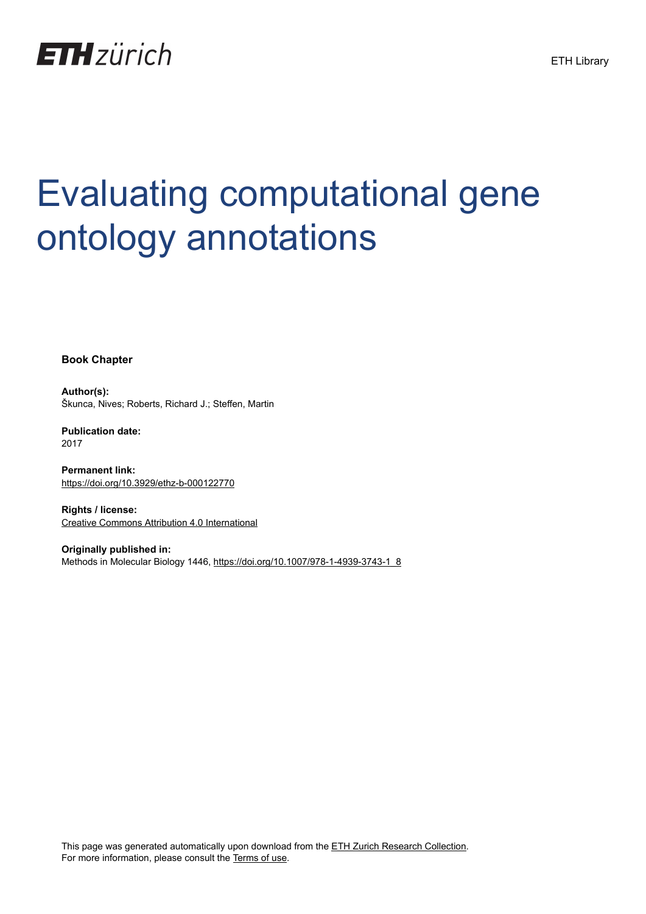ETH zürich

ETH Library

# Evaluating computational gene ontology annotations

**Book Chapter**

**Author(s):**
Škunca, Nives; Roberts, Richard J.; Steffen, Martin

**Publication date:**
2017

**Permanent link:**
https://doi.org/10.3929/ethz-b-000122770

**Rights / license:**
Creative Commons Attribution 4.0 International

**Originally published in:**
Methods in Molecular Biology 1446, https://doi.org/10.1007/978-1-4939-3743-1_8

This page was generated automatically upon download from the ETH Zurich Research Collection.
For more information, please consult the Terms of use.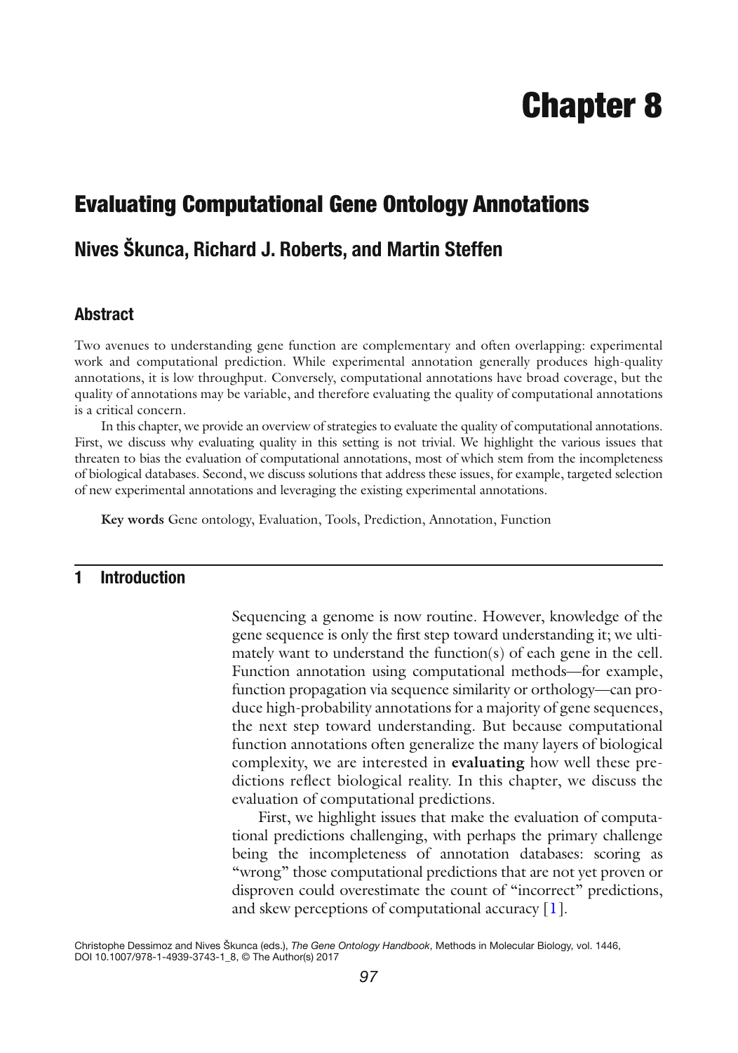// Chapter 8

# Evaluating Computational Gene Ontology Annotations

## Nives Škunca, Richard J. Roberts, and Martin Steffen

### Abstract

Two avenues to understanding gene function are complementary and often overlapping: experimental work and computational prediction. While experimental annotation generally produces high-quality annotations, it is low throughput. Conversely, computational annotations have broad coverage, but the quality of annotations may be variable, and therefore evaluating the quality of computational annotations is a critical concern.

In this chapter, we provide an overview of strategies to evaluate the quality of computational annotations. First, we discuss why evaluating quality in this setting is not trivial. We highlight the various issues that threaten to bias the evaluation of computational annotations, most of which stem from the incompleteness of biological databases. Second, we discuss solutions that address these issues, for example, targeted selection of new experimental annotations and leveraging the existing experimental annotations.

**Key words** Gene ontology, Evaluation, Tools, Prediction, Annotation, Function

## 1 Introduction

Sequencing a genome is now routine. However, knowledge of the gene sequence is only the first step toward understanding it; we ultimately want to understand the function(s) of each gene in the cell. Function annotation using computational methods—for example, function propagation via sequence similarity or orthology—can produce high-probability annotations for a majority of gene sequences, the next step toward understanding. But because computational function annotations often generalize the many layers of biological complexity, we are interested in **evaluating** how well these predictions reflect biological reality. In this chapter, we discuss the evaluation of computational predictions.

First, we highlight issues that make the evaluation of computational predictions challenging, with perhaps the primary challenge being the incompleteness of annotation databases: scoring as "wrong" those computational predictions that are not yet proven or disproven could overestimate the count of "incorrect" predictions, and skew perceptions of computational accuracy [1].

Christophe Dessimoz and Nives Škunca (eds.), *The Gene Ontology Handbook*, Methods in Molecular Biology, vol. 1446, DOI 10.1007/978-1-4939-3743-1_8, © The Author(s) 2017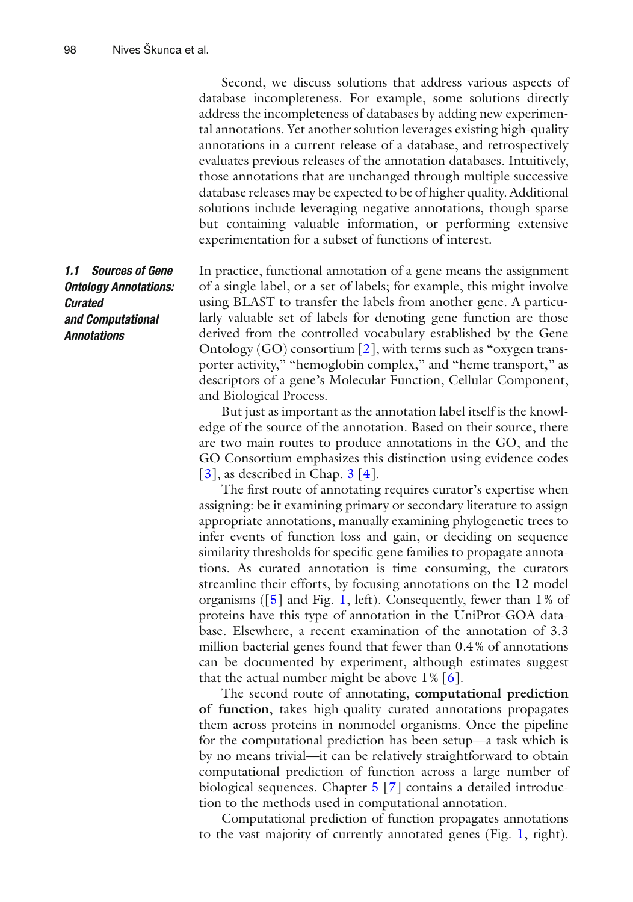Second, we discuss solutions that address various aspects of database incompleteness. For example, some solutions directly address the incompleteness of databases by adding new experimental annotations. Yet another solution leverages existing high-quality annotations in a current release of a database, and retrospectively evaluates previous releases of the annotation databases. Intuitively, those annotations that are unchanged through multiple successive database releases may be expected to be of higher quality. Additional solutions include leveraging negative annotations, though sparse but containing valuable information, or performing extensive experimentation for a subset of functions of interest.

### *1.1 Sources of Gene Ontology Annotations: Curated and Computational Annotations*

In practice, functional annotation of a gene means the assignment of a single label, or a set of labels; for example, this might involve using BLAST to transfer the labels from another gene. A particularly valuable set of labels for denoting gene function are those derived from the controlled vocabulary established by the Gene Ontology (GO) consortium [2], with terms such as "oxygen transporter activity," "hemoglobin complex," and "heme transport," as descriptors of a gene's Molecular Function, Cellular Component, and Biological Process.

But just as important as the annotation label itself is the knowledge of the source of the annotation. Based on their source, there are two main routes to produce annotations in the GO, and the GO Consortium emphasizes this distinction using evidence codes [3], as described in Chap. 3 [4].

The first route of annotating requires curator's expertise when assigning: be it examining primary or secondary literature to assign appropriate annotations, manually examining phylogenetic trees to infer events of function loss and gain, or deciding on sequence similarity thresholds for specific gene families to propagate annotations. As curated annotation is time consuming, the curators streamline their efforts, by focusing annotations on the 12 model organisms ([5] and Fig. 1, left). Consequently, fewer than 1% of proteins have this type of annotation in the UniProt-GOA database. Elsewhere, a recent examination of the annotation of 3.3 million bacterial genes found that fewer than 0.4% of annotations can be documented by experiment, although estimates suggest that the actual number might be above 1% [6].

The second route of annotating, **computational prediction of function**, takes high-quality curated annotations propagates them across proteins in nonmodel organisms. Once the pipeline for the computational prediction has been setup—a task which is by no means trivial—it can be relatively straightforward to obtain computational prediction of function across a large number of biological sequences. Chapter 5 [7] contains a detailed introduction to the methods used in computational annotation.

Computational prediction of function propagates annotations to the vast majority of currently annotated genes (Fig. 1, right).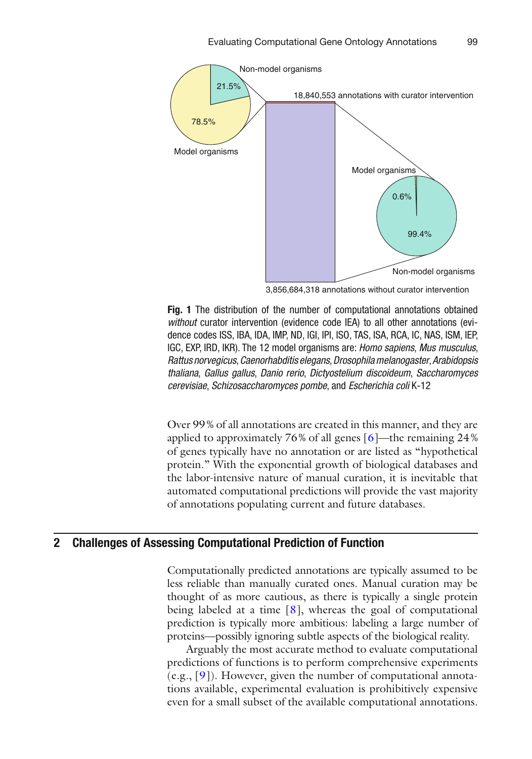**Fig. 1** The distribution of the number of computational annotations obtained *without* curator intervention (evidence code IEA) to all other annotations (evidence codes ISS, IBA, IDA, IMP, ND, IGI, IPI, ISO, TAS, ISA, RCA, IC, NAS, ISM, IEP, IGC, EXP, IRD, IKR). The 12 model organisms are: *Homo sapiens*, *Mus musculus*, *Rattus norvegicus*, *Caenorhabditis elegans*, *Drosophila melanogaster*, *Arabidopsis thaliana*, *Gallus gallus*, *Danio rerio*, *Dictyostelium discoideum*, *Saccharomyces cerevisiae*, *Schizosaccharomyces pombe*, and *Escherichia coli* K-12

Over 99 % of all annotations are created in this manner, and they are applied to approximately 76 % of all genes [6]—the remaining 24 % of genes typically have no annotation or are listed as "hypothetical protein." With the exponential growth of biological databases and the labor-intensive nature of manual curation, it is inevitable that automated computational predictions will provide the vast majority of annotations populating current and future databases.

## 2 Challenges of Assessing Computational Prediction of Function

Computationally predicted annotations are typically assumed to be less reliable than manually curated ones. Manual curation may be thought of as more cautious, as there is typically a single protein being labeled at a time [8], whereas the goal of computational prediction is typically more ambitious: labeling a large number of proteins—possibly ignoring subtle aspects of the biological reality.

Arguably the most accurate method to evaluate computational predictions of functions is to perform comprehensive experiments (e.g., [9]). However, given the number of computational annotations available, experimental evaluation is prohibitively expensive even for a small subset of the available computational annotations.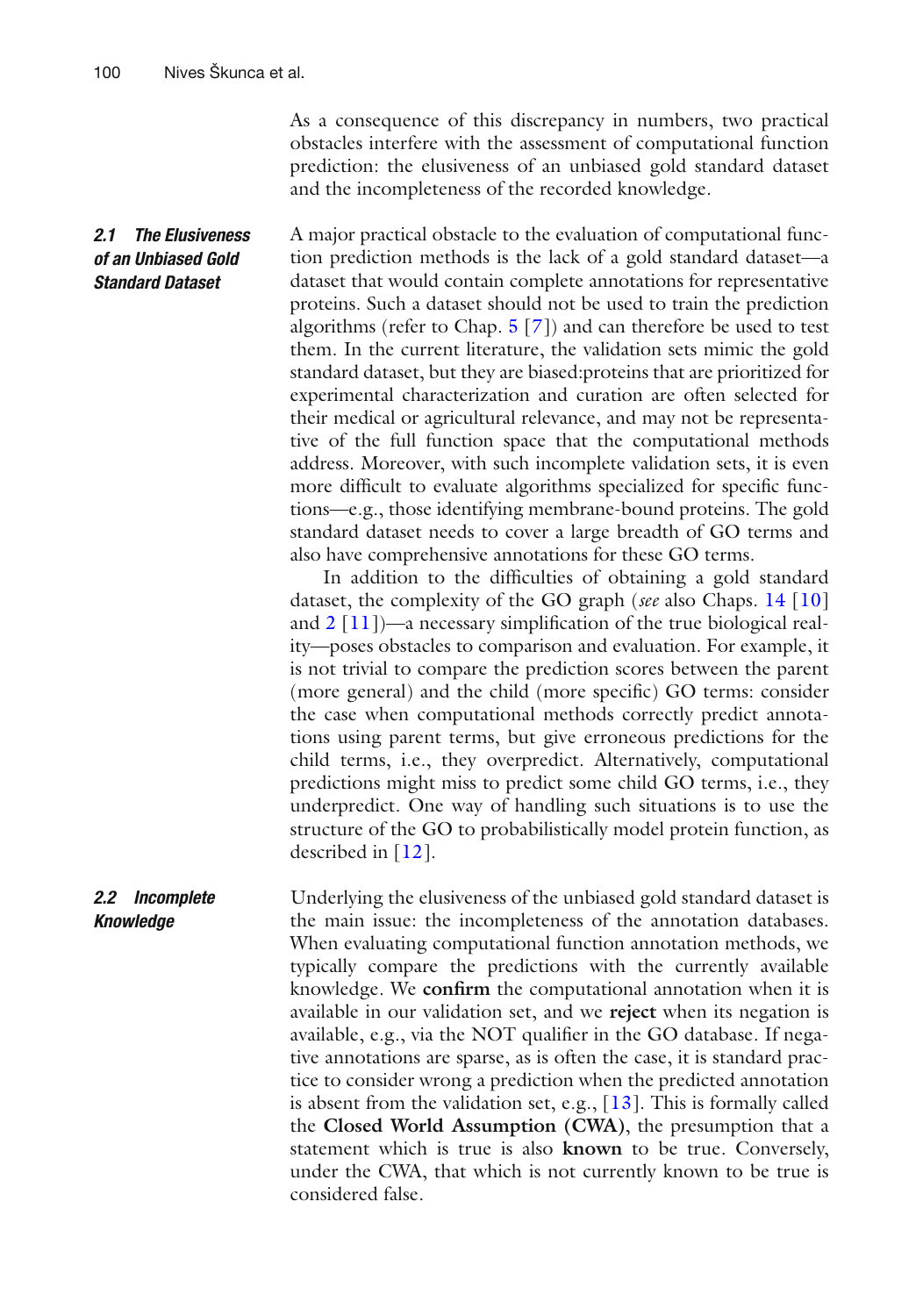As a consequence of this discrepancy in numbers, two practical obstacles interfere with the assessment of computational function prediction: the elusiveness of an unbiased gold standard dataset and the incompleteness of the recorded knowledge.

## 2.1 The Elusiveness of an Unbiased Gold Standard Dataset

A major practical obstacle to the evaluation of computational function prediction methods is the lack of a gold standard dataset—a dataset that would contain complete annotations for representative proteins. Such a dataset should not be used to train the prediction algorithms (refer to Chap. 5 [7]) and can therefore be used to test them. In the current literature, the validation sets mimic the gold standard dataset, but they are biased:proteins that are prioritized for experimental characterization and curation are often selected for their medical or agricultural relevance, and may not be representative of the full function space that the computational methods address. Moreover, with such incomplete validation sets, it is even more difficult to evaluate algorithms specialized for specific functions—e.g., those identifying membrane-bound proteins. The gold standard dataset needs to cover a large breadth of GO terms and also have comprehensive annotations for these GO terms.

In addition to the difficulties of obtaining a gold standard dataset, the complexity of the GO graph (*see* also Chaps. 14 [10] and 2 [11])—a necessary simplification of the true biological reality—poses obstacles to comparison and evaluation. For example, it is not trivial to compare the prediction scores between the parent (more general) and the child (more specific) GO terms: consider the case when computational methods correctly predict annotations using parent terms, but give erroneous predictions for the child terms, i.e., they overpredict. Alternatively, computational predictions might miss to predict some child GO terms, i.e., they underpredict. One way of handling such situations is to use the structure of the GO to probabilistically model protein function, as described in [12].

## 2.2 Incomplete Knowledge

Underlying the elusiveness of the unbiased gold standard dataset is the main issue: the incompleteness of the annotation databases. When evaluating computational function annotation methods, we typically compare the predictions with the currently available knowledge. We **confirm** the computational annotation when it is available in our validation set, and we **reject** when its negation is available, e.g., via the NOT qualifier in the GO database. If negative annotations are sparse, as is often the case, it is standard practice to consider wrong a prediction when the predicted annotation is absent from the validation set, e.g., [13]. This is formally called the **Closed World Assumption (CWA)**, the presumption that a statement which is true is also **known** to be true. Conversely, under the CWA, that which is not currently known to be true is considered false.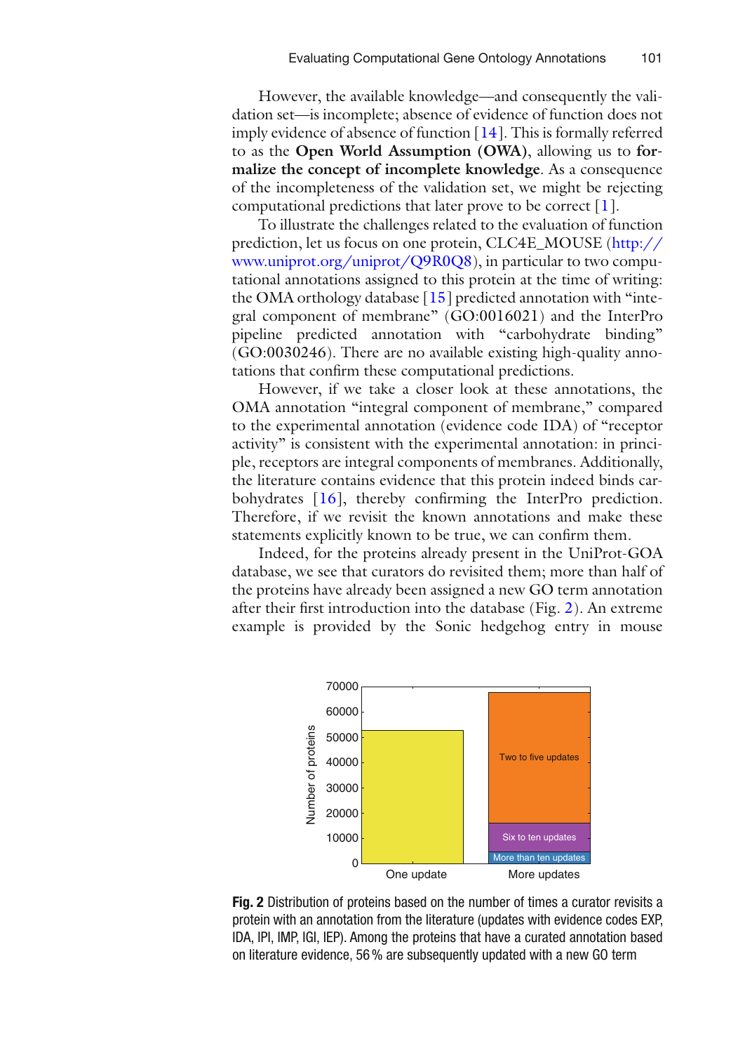However, the available knowledge—and consequently the validation set—is incomplete; absence of evidence of function does not imply evidence of absence of function [14]. This is formally referred to as the **Open World Assumption (OWA)**, allowing us to **formalize the concept of incomplete knowledge**. As a consequence of the incompleteness of the validation set, we might be rejecting computational predictions that later prove to be correct [1].

To illustrate the challenges related to the evaluation of function prediction, let us focus on one protein, CLC4E_MOUSE (http://www.uniprot.org/uniprot/Q9R0Q8), in particular to two computational annotations assigned to this protein at the time of writing: the OMA orthology database [15] predicted annotation with "integral component of membrane" (GO:0016021) and the InterPro pipeline predicted annotation with "carbohydrate binding" (GO:0030246). There are no available existing high-quality annotations that confirm these computational predictions.

However, if we take a closer look at these annotations, the OMA annotation "integral component of membrane," compared to the experimental annotation (evidence code IDA) of "receptor activity" is consistent with the experimental annotation: in principle, receptors are integral components of membranes. Additionally, the literature contains evidence that this protein indeed binds carbohydrates [16], thereby confirming the InterPro prediction. Therefore, if we revisit the known annotations and make these statements explicitly known to be true, we can confirm them.

Indeed, for the proteins already present in the UniProt-GOA database, we see that curators do revisited them; more than half of the proteins have already been assigned a new GO term annotation after their first introduction into the database (Fig. 2). An extreme example is provided by the Sonic hedgehog entry in mouse

**Fig. 2** Distribution of proteins based on the number of times a curator revisits a protein with an annotation from the literature (updates with evidence codes EXP, IDA, IPI, IMP, IGI, IEP). Among the proteins that have a curated annotation based on literature evidence, 56 % are subsequently updated with a new GO term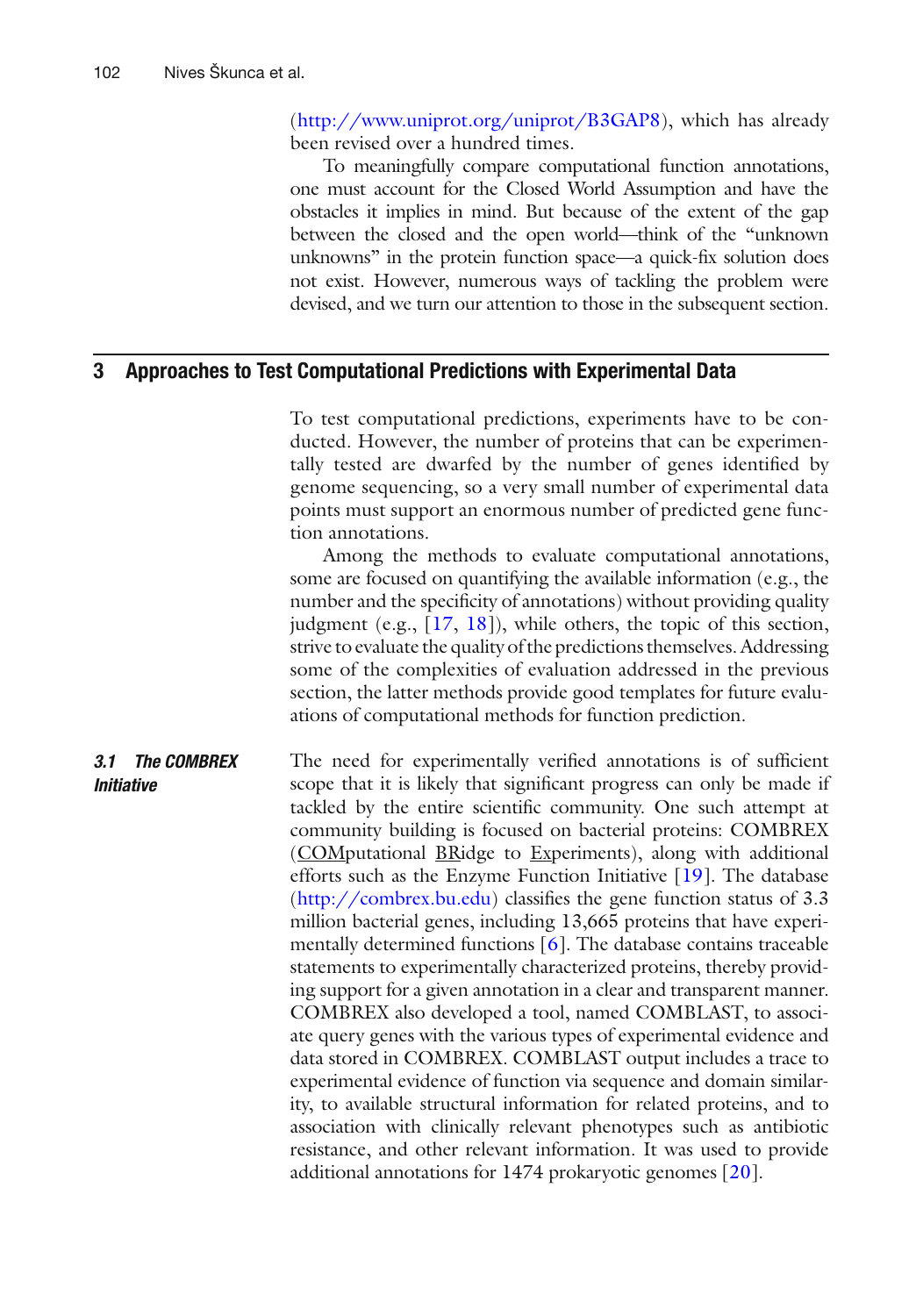(http://www.uniprot.org/uniprot/B3GAP8), which has already been revised over a hundred times.

To meaningfully compare computational function annotations, one must account for the Closed World Assumption and have the obstacles it implies in mind. But because of the extent of the gap between the closed and the open world—think of the "unknown unknowns" in the protein function space—a quick-fix solution does not exist. However, numerous ways of tackling the problem were devised, and we turn our attention to those in the subsequent section.

## 3 Approaches to Test Computational Predictions with Experimental Data

To test computational predictions, experiments have to be conducted. However, the number of proteins that can be experimentally tested are dwarfed by the number of genes identified by genome sequencing, so a very small number of experimental data points must support an enormous number of predicted gene function annotations.

Among the methods to evaluate computational annotations, some are focused on quantifying the available information (e.g., the number and the specificity of annotations) without providing quality judgment (e.g., [17, 18]), while others, the topic of this section, strive to evaluate the quality of the predictions themselves. Addressing some of the complexities of evaluation addressed in the previous section, the latter methods provide good templates for future evaluations of computational methods for function prediction.

### *3.1 The COMBREX Initiative*

The need for experimentally verified annotations is of sufficient scope that it is likely that significant progress can only be made if tackled by the entire scientific community. One such attempt at community building is focused on bacterial proteins: COMBREX (<u>COM</u>putational <u>BR</u>idge to <u>Ex</u>periments), along with additional efforts such as the Enzyme Function Initiative [19]. The database (http://combrex.bu.edu) classifies the gene function status of 3.3 million bacterial genes, including 13,665 proteins that have experimentally determined functions [6]. The database contains traceable statements to experimentally characterized proteins, thereby providing support for a given annotation in a clear and transparent manner. COMBREX also developed a tool, named COMBLAST, to associate query genes with the various types of experimental evidence and data stored in COMBREX. COMBLAST output includes a trace to experimental evidence of function via sequence and domain similarity, to available structural information for related proteins, and to association with clinically relevant phenotypes such as antibiotic resistance, and other relevant information. It was used to provide additional annotations for 1474 prokaryotic genomes [20].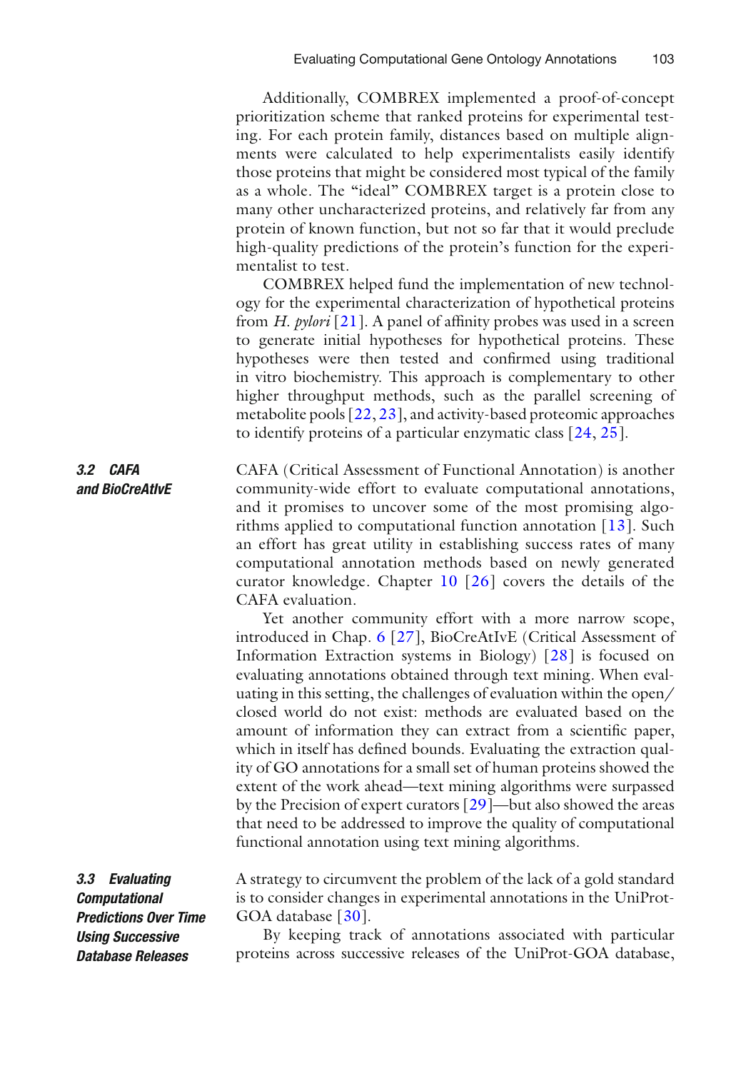Additionally, COMBREX implemented a proof-of-concept prioritization scheme that ranked proteins for experimental testing. For each protein family, distances based on multiple alignments were calculated to help experimentalists easily identify those proteins that might be considered most typical of the family as a whole. The "ideal" COMBREX target is a protein close to many other uncharacterized proteins, and relatively far from any protein of known function, but not so far that it would preclude high-quality predictions of the protein's function for the experimentalist to test.

COMBREX helped fund the implementation of new technology for the experimental characterization of hypothetical proteins from *H. pylori* [21]. A panel of affinity probes was used in a screen to generate initial hypotheses for hypothetical proteins. These hypotheses were then tested and confirmed using traditional in vitro biochemistry. This approach is complementary to other higher throughput methods, such as the parallel screening of metabolite pools [22, 23], and activity-based proteomic approaches to identify proteins of a particular enzymatic class [24, 25].

### 3.2 CAFA and BioCreAtIvE

CAFA (Critical Assessment of Functional Annotation) is another community-wide effort to evaluate computational annotations, and it promises to uncover some of the most promising algorithms applied to computational function annotation [13]. Such an effort has great utility in establishing success rates of many computational annotation methods based on newly generated curator knowledge. Chapter 10 [26] covers the details of the CAFA evaluation.

Yet another community effort with a more narrow scope, introduced in Chap. 6 [27], BioCreAtIvE (Critical Assessment of Information Extraction systems in Biology) [28] is focused on evaluating annotations obtained through text mining. When evaluating in this setting, the challenges of evaluation within the open/closed world do not exist: methods are evaluated based on the amount of information they can extract from a scientific paper, which in itself has defined bounds. Evaluating the extraction quality of GO annotations for a small set of human proteins showed the extent of the work ahead—text mining algorithms were surpassed by the Precision of expert curators [29]—but also showed the areas that need to be addressed to improve the quality of computational functional annotation using text mining algorithms.

### 3.3 Evaluating Computational Predictions Over Time Using Successive Database Releases

A strategy to circumvent the problem of the lack of a gold standard is to consider changes in experimental annotations in the UniProt-GOA database [30].

By keeping track of annotations associated with particular proteins across successive releases of the UniProt-GOA database,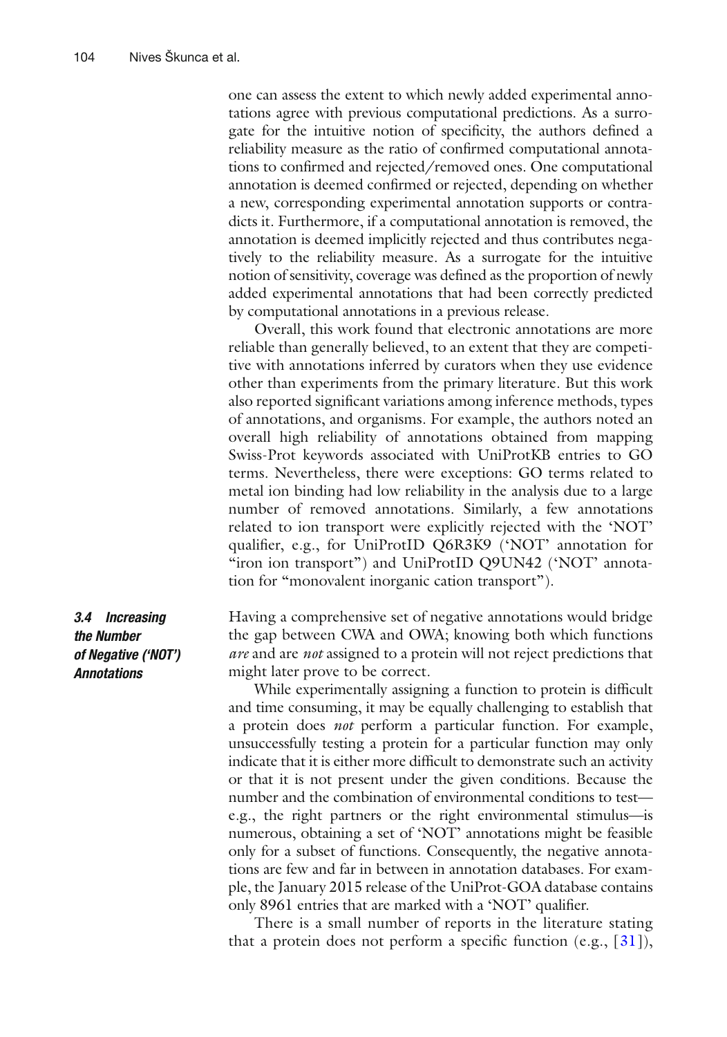one can assess the extent to which newly added experimental annotations agree with previous computational predictions. As a surrogate for the intuitive notion of specificity, the authors defined a reliability measure as the ratio of confirmed computational annotations to confirmed and rejected/removed ones. One computational annotation is deemed confirmed or rejected, depending on whether a new, corresponding experimental annotation supports or contradicts it. Furthermore, if a computational annotation is removed, the annotation is deemed implicitly rejected and thus contributes negatively to the reliability measure. As a surrogate for the intuitive notion of sensitivity, coverage was defined as the proportion of newly added experimental annotations that had been correctly predicted by computational annotations in a previous release.

Overall, this work found that electronic annotations are more reliable than generally believed, to an extent that they are competitive with annotations inferred by curators when they use evidence other than experiments from the primary literature. But this work also reported significant variations among inference methods, types of annotations, and organisms. For example, the authors noted an overall high reliability of annotations obtained from mapping Swiss-Prot keywords associated with UniProtKB entries to GO terms. Nevertheless, there were exceptions: GO terms related to metal ion binding had low reliability in the analysis due to a large number of removed annotations. Similarly, a few annotations related to ion transport were explicitly rejected with the 'NOT' qualifier, e.g., for UniProtID Q6R3K9 ('NOT' annotation for "iron ion transport") and UniProtID Q9UN42 ('NOT' annotation for "monovalent inorganic cation transport").

### 3.4 Increasing the Number of Negative ('NOT') Annotations

Having a comprehensive set of negative annotations would bridge the gap between CWA and OWA; knowing both which functions *are* and are *not* assigned to a protein will not reject predictions that might later prove to be correct.

While experimentally assigning a function to protein is difficult and time consuming, it may be equally challenging to establish that a protein does *not* perform a particular function. For example, unsuccessfully testing a protein for a particular function may only indicate that it is either more difficult to demonstrate such an activity or that it is not present under the given conditions. Because the number and the combination of environmental conditions to test—e.g., the right partners or the right environmental stimulus—is numerous, obtaining a set of 'NOT' annotations might be feasible only for a subset of functions. Consequently, the negative annotations are few and far in between in annotation databases. For example, the January 2015 release of the UniProt-GOA database contains only 8961 entries that are marked with a 'NOT' qualifier.

There is a small number of reports in the literature stating that a protein does not perform a specific function (e.g., [31]),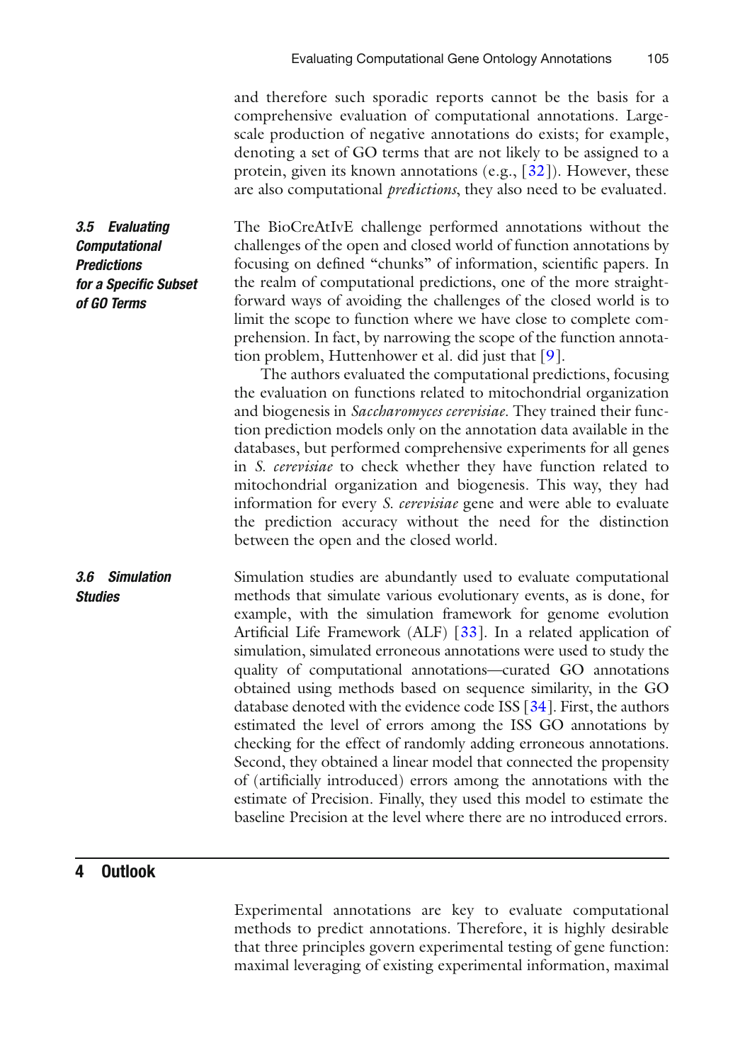and therefore such sporadic reports cannot be the basis for a comprehensive evaluation of computational annotations. Large-scale production of negative annotations do exists; for example, denoting a set of GO terms that are not likely to be assigned to a protein, given its known annotations (e.g., [32]). However, these are also computational *predictions*, they also need to be evaluated.

### 3.5 Evaluating Computational Predictions for a Specific Subset of GO Terms

The BioCreAtIvE challenge performed annotations without the challenges of the open and closed world of function annotations by focusing on defined "chunks" of information, scientific papers. In the realm of computational predictions, one of the more straightforward ways of avoiding the challenges of the closed world is to limit the scope to function where we have close to complete comprehension. In fact, by narrowing the scope of the function annotation problem, Huttenhower et al. did just that [9].

The authors evaluated the computational predictions, focusing the evaluation on functions related to mitochondrial organization and biogenesis in *Saccharomyces cerevisiae*. They trained their function prediction models only on the annotation data available in the databases, but performed comprehensive experiments for all genes in *S. cerevisiae* to check whether they have function related to mitochondrial organization and biogenesis. This way, they had information for every *S. cerevisiae* gene and were able to evaluate the prediction accuracy without the need for the distinction between the open and the closed world.

### 3.6 Simulation Studies

Simulation studies are abundantly used to evaluate computational methods that simulate various evolutionary events, as is done, for example, with the simulation framework for genome evolution Artificial Life Framework (ALF) [33]. In a related application of simulation, simulated erroneous annotations were used to study the quality of computational annotations—curated GO annotations obtained using methods based on sequence similarity, in the GO database denoted with the evidence code ISS [34]. First, the authors estimated the level of errors among the ISS GO annotations by checking for the effect of randomly adding erroneous annotations. Second, they obtained a linear model that connected the propensity of (artificially introduced) errors among the annotations with the estimate of Precision. Finally, they used this model to estimate the baseline Precision at the level where there are no introduced errors.

## 4 Outlook

Experimental annotations are key to evaluate computational methods to predict annotations. Therefore, it is highly desirable that three principles govern experimental testing of gene function: maximal leveraging of existing experimental information, maximal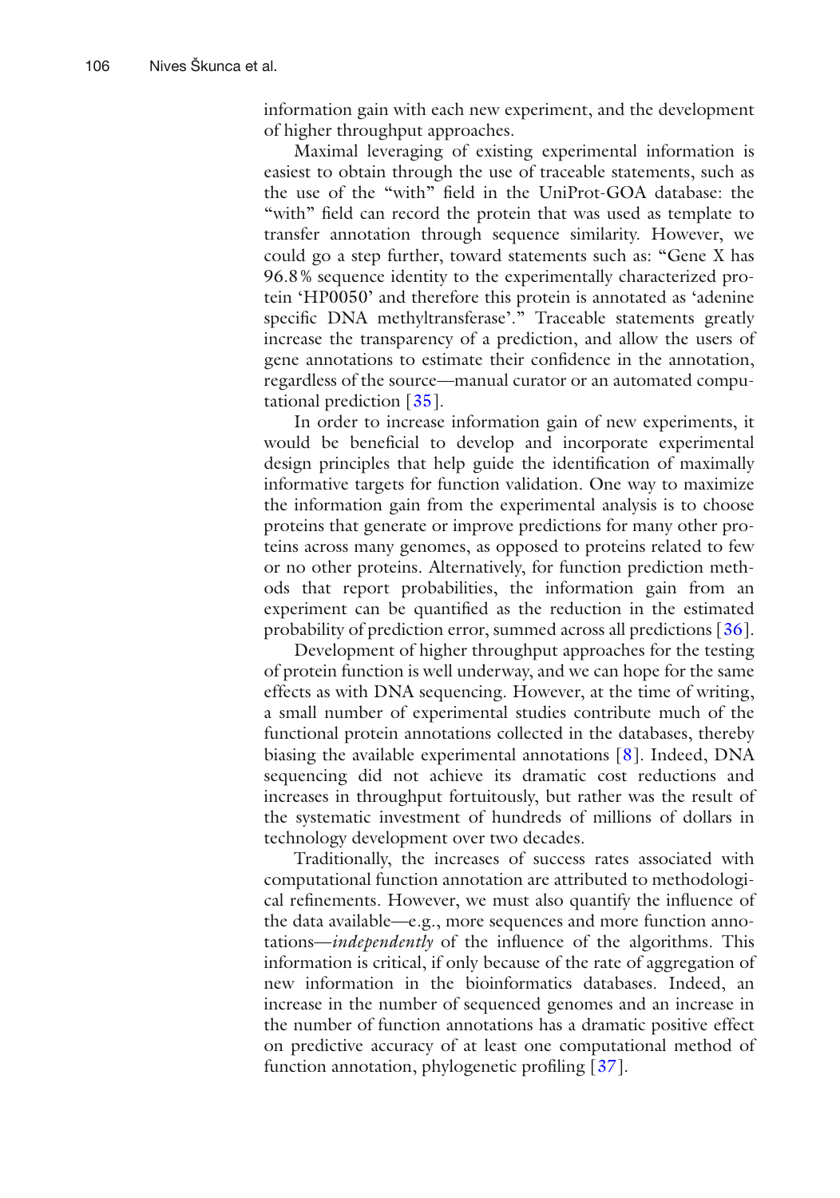information gain with each new experiment, and the development of higher throughput approaches.

Maximal leveraging of existing experimental information is easiest to obtain through the use of traceable statements, such as the use of the "with" field in the UniProt-GOA database: the "with" field can record the protein that was used as template to transfer annotation through sequence similarity. However, we could go a step further, toward statements such as: "Gene X has 96.8 % sequence identity to the experimentally characterized protein 'HP0050' and therefore this protein is annotated as 'adenine specific DNA methyltransferase'." Traceable statements greatly increase the transparency of a prediction, and allow the users of gene annotations to estimate their confidence in the annotation, regardless of the source—manual curator or an automated computational prediction [35].

In order to increase information gain of new experiments, it would be beneficial to develop and incorporate experimental design principles that help guide the identification of maximally informative targets for function validation. One way to maximize the information gain from the experimental analysis is to choose proteins that generate or improve predictions for many other proteins across many genomes, as opposed to proteins related to few or no other proteins. Alternatively, for function prediction methods that report probabilities, the information gain from an experiment can be quantified as the reduction in the estimated probability of prediction error, summed across all predictions [36].

Development of higher throughput approaches for the testing of protein function is well underway, and we can hope for the same effects as with DNA sequencing. However, at the time of writing, a small number of experimental studies contribute much of the functional protein annotations collected in the databases, thereby biasing the available experimental annotations [8]. Indeed, DNA sequencing did not achieve its dramatic cost reductions and increases in throughput fortuitously, but rather was the result of the systematic investment of hundreds of millions of dollars in technology development over two decades.

Traditionally, the increases of success rates associated with computational function annotation are attributed to methodological refinements. However, we must also quantify the influence of the data available—e.g., more sequences and more function annotations—*independently* of the influence of the algorithms. This information is critical, if only because of the rate of aggregation of new information in the bioinformatics databases. Indeed, an increase in the number of sequenced genomes and an increase in the number of function annotations has a dramatic positive effect on predictive accuracy of at least one computational method of function annotation, phylogenetic profiling [37].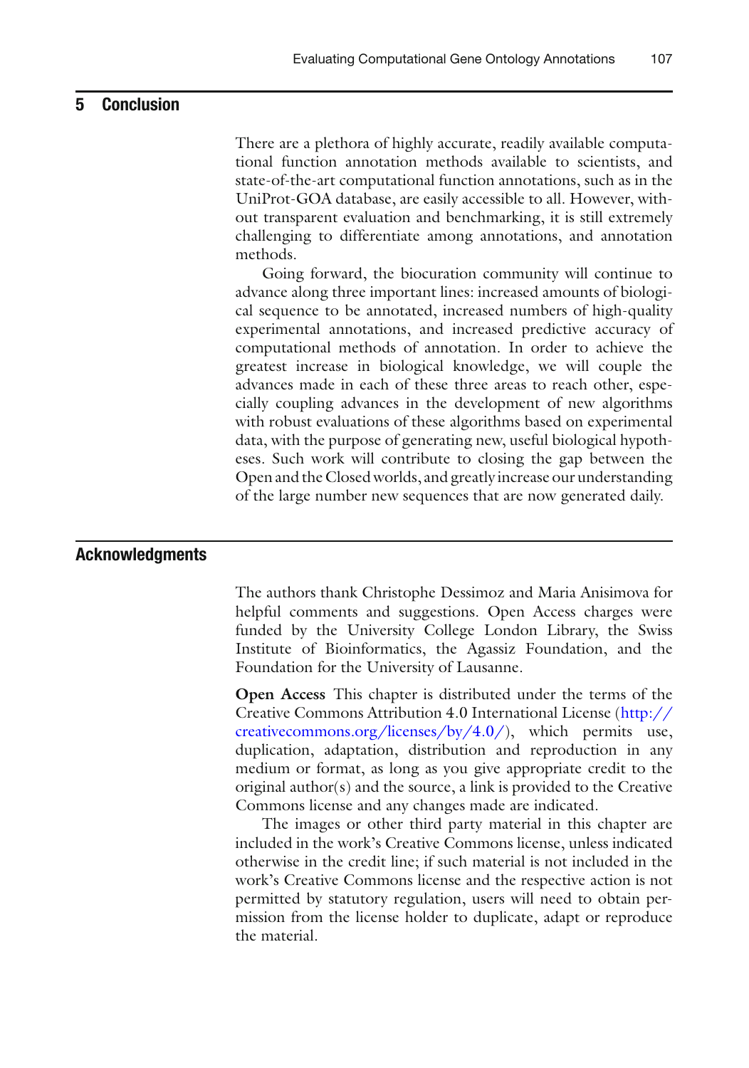## 5 Conclusion

There are a plethora of highly accurate, readily available computational function annotation methods available to scientists, and state-of-the-art computational function annotations, such as in the UniProt-GOA database, are easily accessible to all. However, without transparent evaluation and benchmarking, it is still extremely challenging to differentiate among annotations, and annotation methods.

Going forward, the biocuration community will continue to advance along three important lines: increased amounts of biological sequence to be annotated, increased numbers of high-quality experimental annotations, and increased predictive accuracy of computational methods of annotation. In order to achieve the greatest increase in biological knowledge, we will couple the advances made in each of these three areas to reach other, especially coupling advances in the development of new algorithms with robust evaluations of these algorithms based on experimental data, with the purpose of generating new, useful biological hypotheses. Such work will contribute to closing the gap between the Open and the Closed worlds, and greatly increase our understanding of the large number new sequences that are now generated daily.

## Acknowledgments

The authors thank Christophe Dessimoz and Maria Anisimova for helpful comments and suggestions. Open Access charges were funded by the University College London Library, the Swiss Institute of Bioinformatics, the Agassiz Foundation, and the Foundation for the University of Lausanne.

**Open Access** This chapter is distributed under the terms of the Creative Commons Attribution 4.0 International License (http://creativecommons.org/licenses/by/4.0/), which permits use, duplication, adaptation, distribution and reproduction in any medium or format, as long as you give appropriate credit to the original author(s) and the source, a link is provided to the Creative Commons license and any changes made are indicated.

The images or other third party material in this chapter are included in the work's Creative Commons license, unless indicated otherwise in the credit line; if such material is not included in the work's Creative Commons license and the respective action is not permitted by statutory regulation, users will need to obtain permission from the license holder to duplicate, adapt or reproduce the material.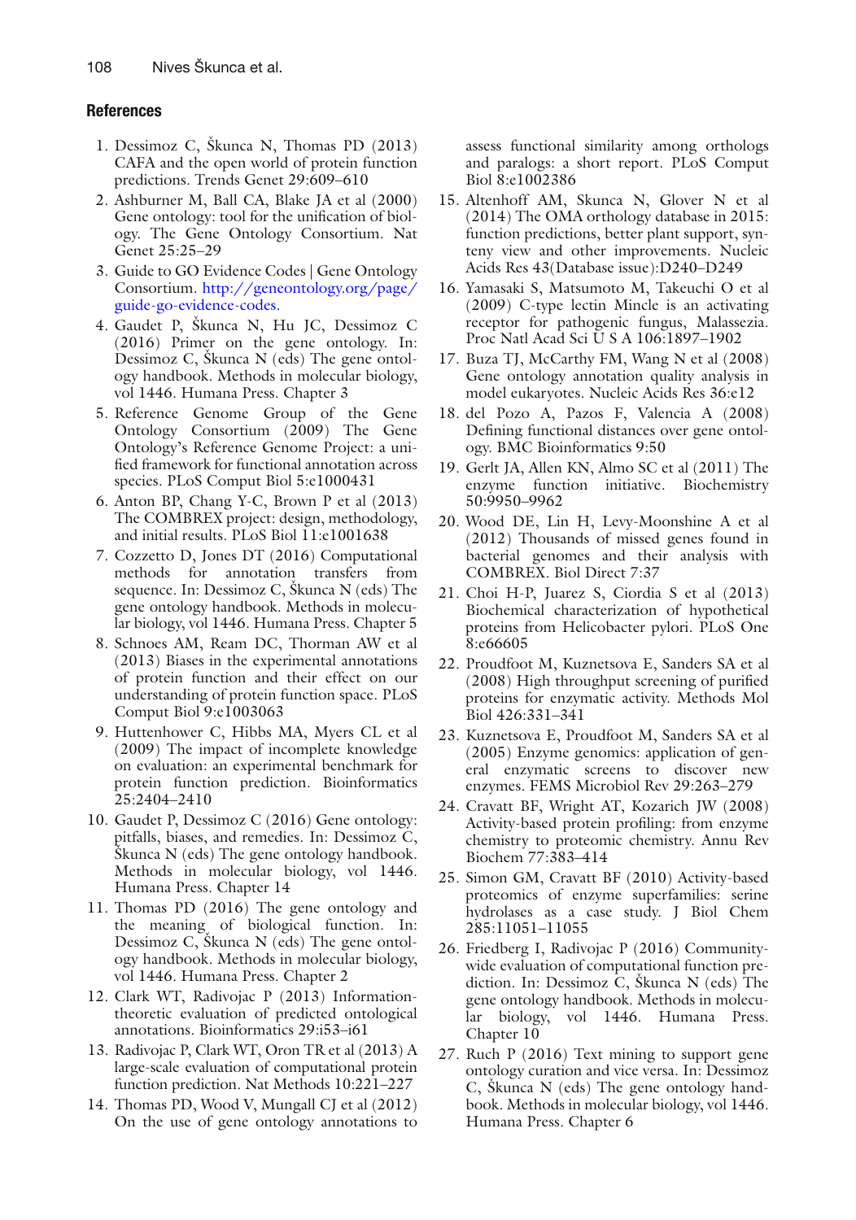## References

1. Dessimoz C, Škunca N, Thomas PD (2013) CAFA and the open world of protein function predictions. Trends Genet 29:609–610
2. Ashburner M, Ball CA, Blake JA et al (2000) Gene ontology: tool for the unification of biology. The Gene Ontology Consortium. Nat Genet 25:25–29
3. Guide to GO Evidence Codes | Gene Ontology Consortium. http://geneontology.org/page/guide-go-evidence-codes.
4. Gaudet P, Škunca N, Hu JC, Dessimoz C (2016) Primer on the gene ontology. In: Dessimoz C, Škunca N (eds) The gene ontology handbook. Methods in molecular biology, vol 1446. Humana Press. Chapter 3
5. Reference Genome Group of the Gene Ontology Consortium (2009) The Gene Ontology's Reference Genome Project: a unified framework for functional annotation across species. PLoS Comput Biol 5:e1000431
6. Anton BP, Chang Y-C, Brown P et al (2013) The COMBREX project: design, methodology, and initial results. PLoS Biol 11:e1001638
7. Cozzetto D, Jones DT (2016) Computational methods for annotation transfers from sequence. In: Dessimoz C, Škunca N (eds) The gene ontology handbook. Methods in molecular biology, vol 1446. Humana Press. Chapter 5
8. Schnoes AM, Ream DC, Thorman AW et al (2013) Biases in the experimental annotations of protein function and their effect on our understanding of protein function space. PLoS Comput Biol 9:e1003063
9. Huttenhower C, Hibbs MA, Myers CL et al (2009) The impact of incomplete knowledge on evaluation: an experimental benchmark for protein function prediction. Bioinformatics 25:2404–2410
10. Gaudet P, Dessimoz C (2016) Gene ontology: pitfalls, biases, and remedies. In: Dessimoz C, Škunca N (eds) The gene ontology handbook. Methods in molecular biology, vol 1446. Humana Press. Chapter 14
11. Thomas PD (2016) The gene ontology and the meaning of biological function. In: Dessimoz C, Škunca N (eds) The gene ontology handbook. Methods in molecular biology, vol 1446. Humana Press. Chapter 2
12. Clark WT, Radivojac P (2013) Information-theoretic evaluation of predicted ontological annotations. Bioinformatics 29:i53–i61
13. Radivojac P, Clark WT, Oron TR et al (2013) A large-scale evaluation of computational protein function prediction. Nat Methods 10:221–227
14. Thomas PD, Wood V, Mungall CJ et al (2012) On the use of gene ontology annotations to assess functional similarity among orthologs and paralogs: a short report. PLoS Comput Biol 8:e1002386
15. Altenhoff AM, Skunca N, Glover N et al (2014) The OMA orthology database in 2015: function predictions, better plant support, synteny view and other improvements. Nucleic Acids Res 43(Database issue):D240–D249
16. Yamasaki S, Matsumoto M, Takeuchi O et al (2009) C-type lectin Mincle is an activating receptor for pathogenic fungus, Malassezia. Proc Natl Acad Sci U S A 106:1897–1902
17. Buza TJ, McCarthy FM, Wang N et al (2008) Gene ontology annotation quality analysis in model eukaryotes. Nucleic Acids Res 36:e12
18. del Pozo A, Pazos F, Valencia A (2008) Defining functional distances over gene ontology. BMC Bioinformatics 9:50
19. Gerlt JA, Allen KN, Almo SC et al (2011) The enzyme function initiative. Biochemistry 50:9950–9962
20. Wood DE, Lin H, Levy-Moonshine A et al (2012) Thousands of missed genes found in bacterial genomes and their analysis with COMBREX. Biol Direct 7:37
21. Choi H-P, Juarez S, Ciordia S et al (2013) Biochemical characterization of hypothetical proteins from Helicobacter pylori. PLoS One 8:e66605
22. Proudfoot M, Kuznetsova E, Sanders SA et al (2008) High throughput screening of purified proteins for enzymatic activity. Methods Mol Biol 426:331–341
23. Kuznetsova E, Proudfoot M, Sanders SA et al (2005) Enzyme genomics: application of general enzymatic screens to discover new enzymes. FEMS Microbiol Rev 29:263–279
24. Cravatt BF, Wright AT, Kozarich JW (2008) Activity-based protein profiling: from enzyme chemistry to proteomic chemistry. Annu Rev Biochem 77:383–414
25. Simon GM, Cravatt BF (2010) Activity-based proteomics of enzyme superfamilies: serine hydrolases as a case study. J Biol Chem 285:11051–11055
26. Friedberg I, Radivojac P (2016) Community-wide evaluation of computational function prediction. In: Dessimoz C, Škunca N (eds) The gene ontology handbook. Methods in molecular biology, vol 1446. Humana Press. Chapter 10
27. Ruch P (2016) Text mining to support gene ontology curation and vice versa. In: Dessimoz C, Škunca N (eds) The gene ontology handbook. Methods in molecular biology, vol 1446. Humana Press. Chapter 6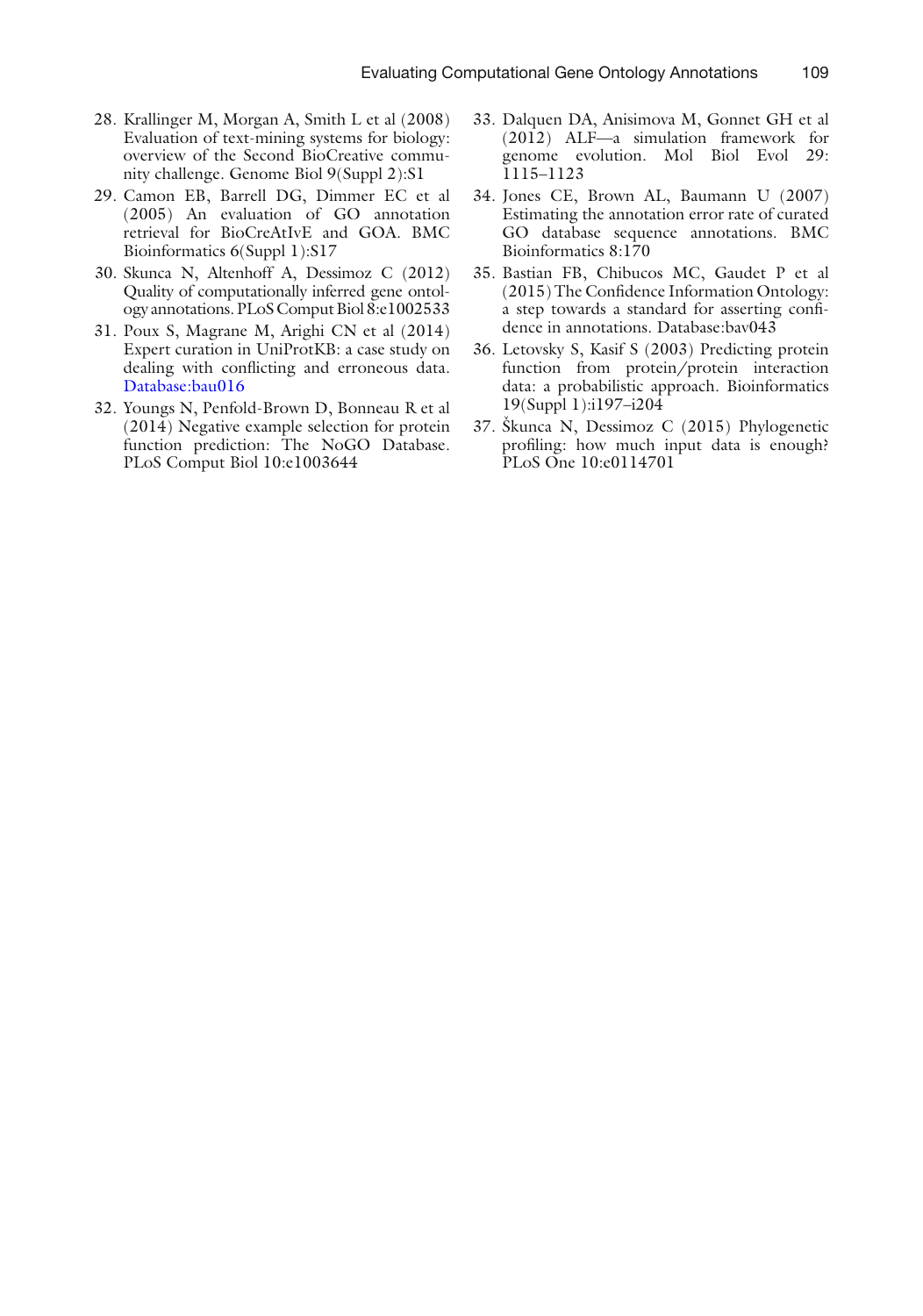28. Krallinger M, Morgan A, Smith L et al (2008) Evaluation of text-mining systems for biology: overview of the Second BioCreative community challenge. Genome Biol 9(Suppl 2):S1
29. Camon EB, Barrell DG, Dimmer EC et al (2005) An evaluation of GO annotation retrieval for BioCreAtIvE and GOA. BMC Bioinformatics 6(Suppl 1):S17
30. Skunca N, Altenhoff A, Dessimoz C (2012) Quality of computationally inferred gene ontology annotations. PLoS Comput Biol 8:e1002533
31. Poux S, Magrane M, Arighi CN et al (2014) Expert curation in UniProtKB: a case study on dealing with conflicting and erroneous data. Database:bau016
32. Youngs N, Penfold-Brown D, Bonneau R et al (2014) Negative example selection for protein function prediction: The NoGO Database. PLoS Comput Biol 10:e1003644
33. Dalquen DA, Anisimova M, Gonnet GH et al (2012) ALF—a simulation framework for genome evolution. Mol Biol Evol 29: 1115–1123
34. Jones CE, Brown AL, Baumann U (2007) Estimating the annotation error rate of curated GO database sequence annotations. BMC Bioinformatics 8:170
35. Bastian FB, Chibucos MC, Gaudet P et al (2015) The Confidence Information Ontology: a step towards a standard for asserting confidence in annotations. Database:bav043
36. Letovsky S, Kasif S (2003) Predicting protein function from protein/protein interaction data: a probabilistic approach. Bioinformatics 19(Suppl 1):i197–i204
37. Škunca N, Dessimoz C (2015) Phylogenetic profiling: how much input data is enough? PLoS One 10:e0114701